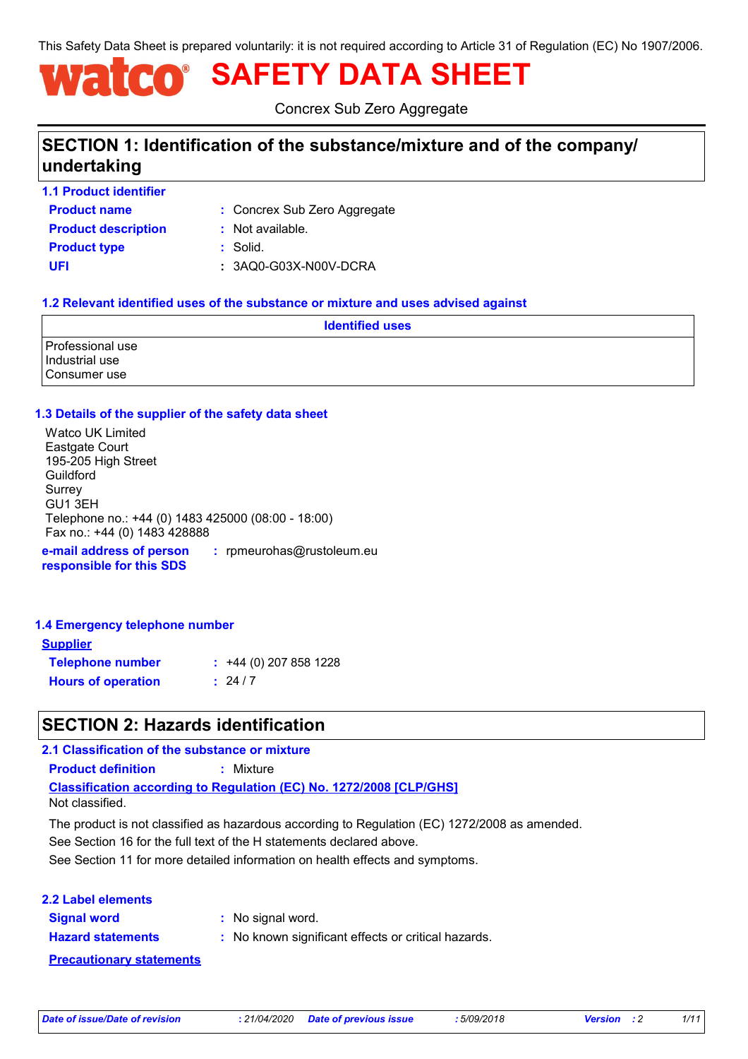This Safety Data Sheet is prepared voluntarily: it is not required according to Article 31 of Regulation (EC) No 1907/2006.

# watco® SAFETY DATA SHEET

Concrex Sub Zero Aggregate

## SECTION 1: Identification of the substance/mixture and of the company/undertaking

### 1.1 Product identifier

**Product name** : Concrex Sub Zero Aggregate

**Product description** : Not available.

**Product type** : Solid.

**UFI** : 3AQ0-G03X-N00V-DCRA

### 1.2 Relevant identified uses of the substance or mixture and uses advised against

| Identified uses |
|---|
| Professional use<br>Industrial use<br>Consumer use |

### 1.3 Details of the supplier of the safety data sheet

Watco UK Limited
Eastgate Court
195-205 High Street
Guildford
Surrey
GU1 3EH
Telephone no.: +44 (0) 1483 425000 (08:00 - 18:00)
Fax no.: +44 (0) 1483 428888

**e-mail address of person responsible for this SDS** : rpmeurohas@rustoleum.eu

### 1.4 Emergency telephone number

**Supplier**

**Telephone number** : +44 (0) 207 858 1228

**Hours of operation** : 24 / 7

## SECTION 2: Hazards identification

### 2.1 Classification of the substance or mixture

**Product definition** : Mixture

**Classification according to Regulation (EC) No. 1272/2008 [CLP/GHS]**

Not classified.

The product is not classified as hazardous according to Regulation (EC) 1272/2008 as amended.

See Section 16 for the full text of the H statements declared above.

See Section 11 for more detailed information on health effects and symptoms.

### 2.2 Label elements

**Signal word** : No signal word.

**Hazard statements** : No known significant effects or critical hazards.

**Precautionary statements**

*Date of issue/Date of revision* : 21/04/2020 *Date of previous issue* : 5/09/2018 *Version* : 2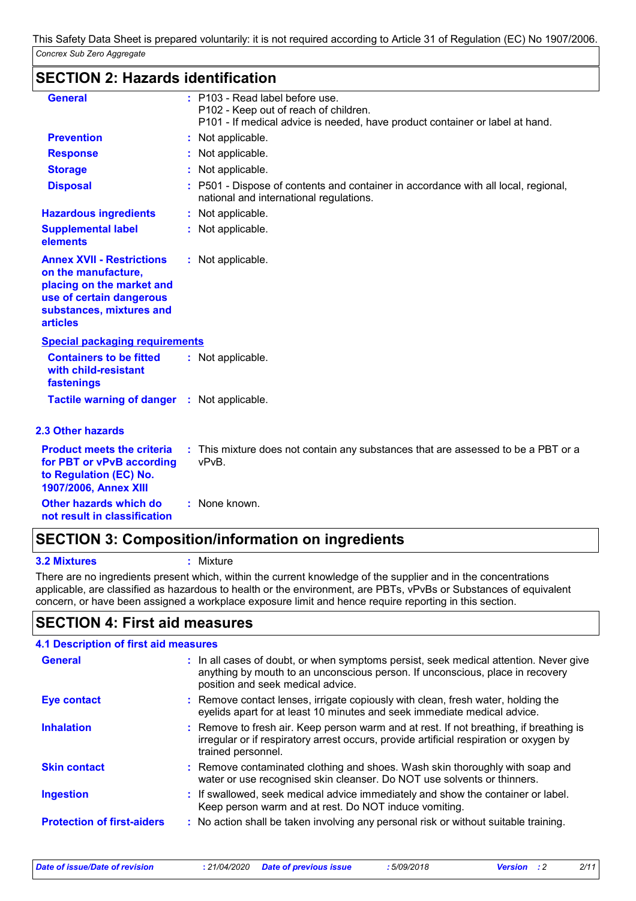## SECTION 2: Hazards identification

| | |
|---|---|
| **General** | : P103 - Read label before use.<br>P102 - Keep out of reach of children.<br>P101 - If medical advice is needed, have product container or label at hand. |
| **Prevention** | : Not applicable. |
| **Response** | : Not applicable. |
| **Storage** | : Not applicable. |
| **Disposal** | : P501 - Dispose of contents and container in accordance with all local, regional, national and international regulations. |
| **Hazardous ingredients** | : Not applicable. |
| **Supplemental label elements** | : Not applicable. |
| **Annex XVII - Restrictions on the manufacture, placing on the market and use of certain dangerous substances, mixtures and articles** | : Not applicable. |

**Special packaging requirements**

| | |
|---|---|
| **Containers to be fitted with child-resistant fastenings** | : Not applicable. |
| **Tactile warning of danger** | : Not applicable. |

### 2.3 Other hazards

| | |
|---|---|
| **Product meets the criteria for PBT or vPvB according to Regulation (EC) No. 1907/2006, Annex XIII** | : This mixture does not contain any substances that are assessed to be a PBT or a vPvB. |
| **Other hazards which do not result in classification** | : None known. |

## SECTION 3: Composition/information on ingredients

**3.2 Mixtures** : Mixture

There are no ingredients present which, within the current knowledge of the supplier and in the concentrations applicable, are classified as hazardous to health or the environment, are PBTs, vPvBs or Substances of equivalent concern, or have been assigned a workplace exposure limit and hence require reporting in this section.

## SECTION 4: First aid measures

### 4.1 Description of first aid measures

| | |
|---|---|
| **General** | : In all cases of doubt, or when symptoms persist, seek medical attention. Never give anything by mouth to an unconscious person. If unconscious, place in recovery position and seek medical advice. |
| **Eye contact** | : Remove contact lenses, irrigate copiously with clean, fresh water, holding the eyelids apart for at least 10 minutes and seek immediate medical advice. |
| **Inhalation** | : Remove to fresh air. Keep person warm and at rest. If not breathing, if breathing is irregular or if respiratory arrest occurs, provide artificial respiration or oxygen by trained personnel. |
| **Skin contact** | : Remove contaminated clothing and shoes. Wash skin thoroughly with soap and water or use recognised skin cleanser. Do NOT use solvents or thinners. |
| **Ingestion** | : If swallowed, seek medical advice immediately and show the container or label. Keep person warm and at rest. Do NOT induce vomiting. |
| **Protection of first-aiders** | : No action shall be taken involving any personal risk or without suitable training. |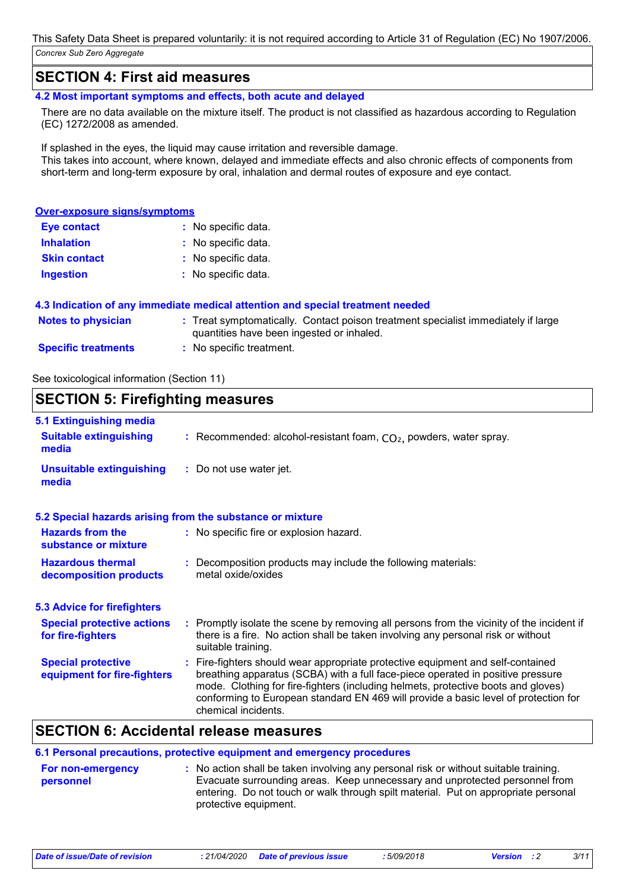This Safety Data Sheet is prepared voluntarily: it is not required according to Article 31 of Regulation (EC) No 1907/2006.

*Concrex Sub Zero Aggregate*

## SECTION 4: First aid measures

### 4.2 Most important symptoms and effects, both acute and delayed

There are no data available on the mixture itself. The product is not classified as hazardous according to Regulation (EC) 1272/2008 as amended.

If splashed in the eyes, the liquid may cause irritation and reversible damage.
This takes into account, where known, delayed and immediate effects and also chronic effects of components from short-term and long-term exposure by oral, inhalation and dermal routes of exposure and eye contact.

**Over-exposure signs/symptoms**

| | |
|---|---|
| **Eye contact** | : No specific data. |
| **Inhalation** | : No specific data. |
| **Skin contact** | : No specific data. |
| **Ingestion** | : No specific data. |

### 4.3 Indication of any immediate medical attention and special treatment needed

| | |
|---|---|
| **Notes to physician** | : Treat symptomatically. Contact poison treatment specialist immediately if large quantities have been ingested or inhaled. |
| **Specific treatments** | : No specific treatment. |

See toxicological information (Section 11)

## SECTION 5: Firefighting measures

### 5.1 Extinguishing media

| | |
|---|---|
| **Suitable extinguishing media** | : Recommended: alcohol-resistant foam, $CO_2$, powders, water spray. |
| **Unsuitable extinguishing media** | : Do not use water jet. |

### 5.2 Special hazards arising from the substance or mixture

| | |
|---|---|
| **Hazards from the substance or mixture** | : No specific fire or explosion hazard. |
| **Hazardous thermal decomposition products** | : Decomposition products may include the following materials: metal oxide/oxides |

### 5.3 Advice for firefighters

| | |
|---|---|
| **Special protective actions for fire-fighters** | : Promptly isolate the scene by removing all persons from the vicinity of the incident if there is a fire. No action shall be taken involving any personal risk or without suitable training. |
| **Special protective equipment for fire-fighters** | : Fire-fighters should wear appropriate protective equipment and self-contained breathing apparatus (SCBA) with a full face-piece operated in positive pressure mode. Clothing for fire-fighters (including helmets, protective boots and gloves) conforming to European standard EN 469 will provide a basic level of protection for chemical incidents. |

## SECTION 6: Accidental release measures

### 6.1 Personal precautions, protective equipment and emergency procedures

| | |
|---|---|
| **For non-emergency personnel** | : No action shall be taken involving any personal risk or without suitable training. Evacuate surrounding areas. Keep unnecessary and unprotected personnel from entering. Do not touch or walk through spilt material. Put on appropriate personal protective equipment. |

*Date of issue/Date of revision* : 21/04/2020 *Date of previous issue* : 5/09/2018 *Version* : 2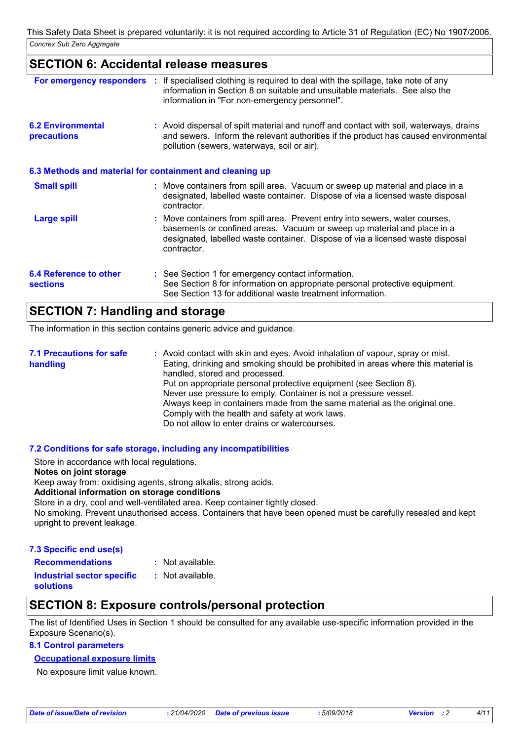## SECTION 6: Accidental release measures

**For emergency responders** : If specialised clothing is required to deal with the spillage, take note of any information in Section 8 on suitable and unsuitable materials. See also the information in "For non-emergency personnel".

**6.2 Environmental precautions** : Avoid dispersal of spilt material and runoff and contact with soil, waterways, drains and sewers. Inform the relevant authorities if the product has caused environmental pollution (sewers, waterways, soil or air).

### 6.3 Methods and material for containment and cleaning up

**Small spill** : Move containers from spill area. Vacuum or sweep up material and place in a designated, labelled waste container. Dispose of via a licensed waste disposal contractor.

**Large spill** : Move containers from spill area. Prevent entry into sewers, water courses, basements or confined areas. Vacuum or sweep up material and place in a designated, labelled waste container. Dispose of via a licensed waste disposal contractor.

**6.4 Reference to other sections** : See Section 1 for emergency contact information.
See Section 8 for information on appropriate personal protective equipment.
See Section 13 for additional waste treatment information.

## SECTION 7: Handling and storage

The information in this section contains generic advice and guidance.

**7.1 Precautions for safe handling** : Avoid contact with skin and eyes. Avoid inhalation of vapour, spray or mist.
Eating, drinking and smoking should be prohibited in areas where this material is handled, stored and processed.
Put on appropriate personal protective equipment (see Section 8).
Never use pressure to empty. Container is not a pressure vessel.
Always keep in containers made from the same material as the original one.
Comply with the health and safety at work laws.
Do not allow to enter drains or watercourses.

### 7.2 Conditions for safe storage, including any incompatibilities

Store in accordance with local regulations.
**Notes on joint storage**
Keep away from: oxidising agents, strong alkalis, strong acids.
**Additional information on storage conditions**
Store in a dry, cool and well-ventilated area. Keep container tightly closed.
No smoking. Prevent unauthorised access. Containers that have been opened must be carefully resealed and kept upright to prevent leakage.

### 7.3 Specific end use(s)

**Recommendations** : Not available.

**Industrial sector specific solutions** : Not available.

## SECTION 8: Exposure controls/personal protection

The list of Identified Uses in Section 1 should be consulted for any available use-specific information provided in the Exposure Scenario(s).

### 8.1 Control parameters

**Occupational exposure limits**

No exposure limit value known.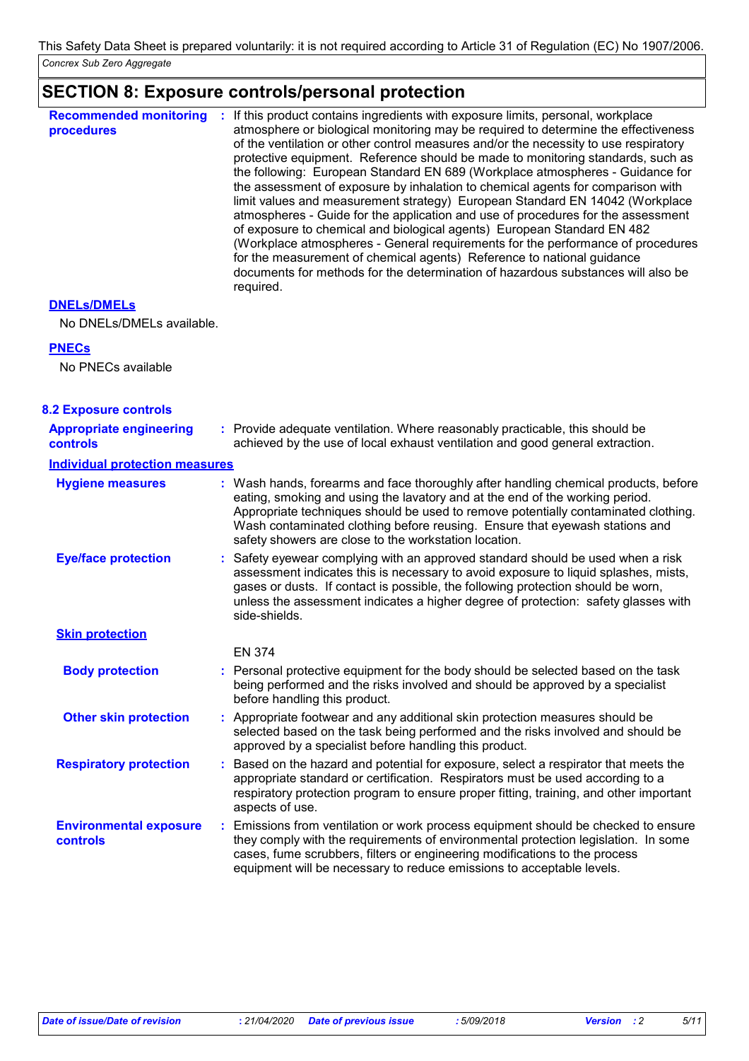## SECTION 8: Exposure controls/personal protection

**Recommended monitoring procedures** : If this product contains ingredients with exposure limits, personal, workplace atmosphere or biological monitoring may be required to determine the effectiveness of the ventilation or other control measures and/or the necessity to use respiratory protective equipment. Reference should be made to monitoring standards, such as the following: European Standard EN 689 (Workplace atmospheres - Guidance for the assessment of exposure by inhalation to chemical agents for comparison with limit values and measurement strategy) European Standard EN 14042 (Workplace atmospheres - Guide for the application and use of procedures for the assessment of exposure to chemical and biological agents) European Standard EN 482 (Workplace atmospheres - General requirements for the performance of procedures for the measurement of chemical agents) Reference to national guidance documents for methods for the determination of hazardous substances will also be required.

**DNELs/DMELs**

No DNELs/DMELs available.

**PNECs**

No PNECs available

### 8.2 Exposure controls

**Appropriate engineering controls** : Provide adequate ventilation. Where reasonably practicable, this should be achieved by the use of local exhaust ventilation and good general extraction.

**Individual protection measures**

**Hygiene measures** : Wash hands, forearms and face thoroughly after handling chemical products, before eating, smoking and using the lavatory and at the end of the working period. Appropriate techniques should be used to remove potentially contaminated clothing. Wash contaminated clothing before reusing. Ensure that eyewash stations and safety showers are close to the workstation location.

**Eye/face protection** : Safety eyewear complying with an approved standard should be used when a risk assessment indicates this is necessary to avoid exposure to liquid splashes, mists, gases or dusts. If contact is possible, the following protection should be worn, unless the assessment indicates a higher degree of protection: safety glasses with side-shields.

**Skin protection**

EN 374

**Body protection** : Personal protective equipment for the body should be selected based on the task being performed and the risks involved and should be approved by a specialist before handling this product.

**Other skin protection** : Appropriate footwear and any additional skin protection measures should be selected based on the task being performed and the risks involved and should be approved by a specialist before handling this product.

**Respiratory protection** : Based on the hazard and potential for exposure, select a respirator that meets the appropriate standard or certification. Respirators must be used according to a respiratory protection program to ensure proper fitting, training, and other important aspects of use.

**Environmental exposure controls** : Emissions from ventilation or work process equipment should be checked to ensure they comply with the requirements of environmental protection legislation. In some cases, fume scrubbers, filters or engineering modifications to the process equipment will be necessary to reduce emissions to acceptable levels.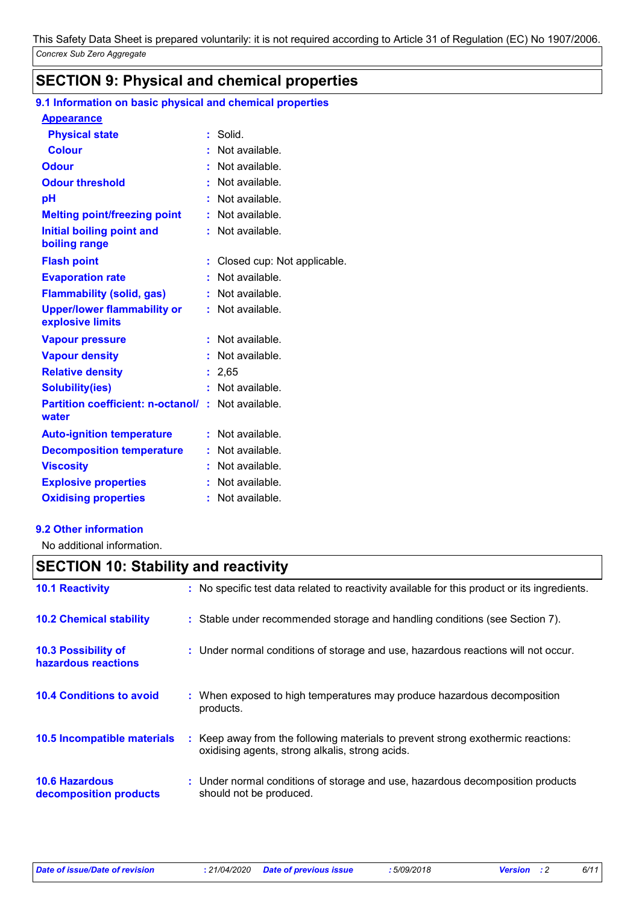This Safety Data Sheet is prepared voluntarily: it is not required according to Article 31 of Regulation (EC) No 1907/2006.

*Concrex Sub Zero Aggregate*

## SECTION 9: Physical and chemical properties

### 9.1 Information on basic physical and chemical properties

**Appearance**

| | | |
|---|---|---|
| **Physical state** | : | Solid. |
| **Colour** | : | Not available. |
| **Odour** | : | Not available. |
| **Odour threshold** | : | Not available. |
| **pH** | : | Not available. |
| **Melting point/freezing point** | : | Not available. |
| **Initial boiling point and boiling range** | : | Not available. |
| **Flash point** | : | Closed cup: Not applicable. |
| **Evaporation rate** | : | Not available. |
| **Flammability (solid, gas)** | : | Not available. |
| **Upper/lower flammability or explosive limits** | : | Not available. |
| **Vapour pressure** | : | Not available. |
| **Vapour density** | : | Not available. |
| **Relative density** | : | 2,65 |
| **Solubility(ies)** | : | Not available. |
| **Partition coefficient: n-octanol/ water** | : | Not available. |
| **Auto-ignition temperature** | : | Not available. |
| **Decomposition temperature** | : | Not available. |
| **Viscosity** | : | Not available. |
| **Explosive properties** | : | Not available. |
| **Oxidising properties** | : | Not available. |

### 9.2 Other information

No additional information.

## SECTION 10: Stability and reactivity

| | | |
|---|---|---|
| **10.1 Reactivity** | : | No specific test data related to reactivity available for this product or its ingredients. |
| **10.2 Chemical stability** | : | Stable under recommended storage and handling conditions (see Section 7). |
| **10.3 Possibility of hazardous reactions** | : | Under normal conditions of storage and use, hazardous reactions will not occur. |
| **10.4 Conditions to avoid** | : | When exposed to high temperatures may produce hazardous decomposition products. |
| **10.5 Incompatible materials** | : | Keep away from the following materials to prevent strong exothermic reactions: oxidising agents, strong alkalis, strong acids. |
| **10.6 Hazardous decomposition products** | : | Under normal conditions of storage and use, hazardous decomposition products should not be produced. |

*Date of issue/Date of revision* : 21/04/2020 *Date of previous issue* : 5/09/2018 *Version* : 2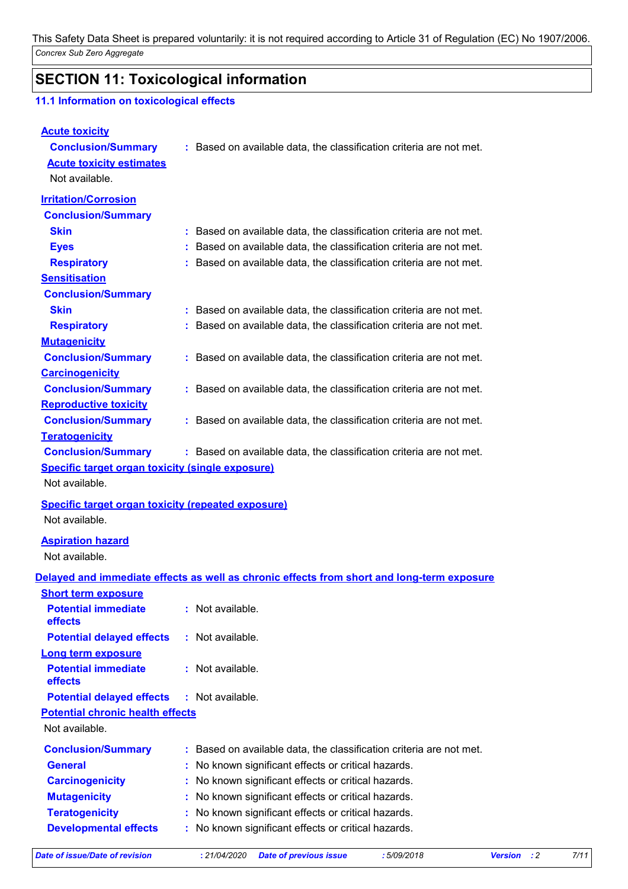## SECTION 11: Toxicological information

### 11.1 Information on toxicological effects

**Acute toxicity**

**Conclusion/Summary** : Based on available data, the classification criteria are not met.

**Acute toxicity estimates**

Not available.

**Irritation/Corrosion**

**Conclusion/Summary**

- **Skin** : Based on available data, the classification criteria are not met.
- **Eyes** : Based on available data, the classification criteria are not met.
- **Respiratory** : Based on available data, the classification criteria are not met.

**Sensitisation**

**Conclusion/Summary**

- **Skin** : Based on available data, the classification criteria are not met.
- **Respiratory** : Based on available data, the classification criteria are not met.

**Mutagenicity**

**Conclusion/Summary** : Based on available data, the classification criteria are not met.

**Carcinogenicity**

**Conclusion/Summary** : Based on available data, the classification criteria are not met.

**Reproductive toxicity**

**Conclusion/Summary** : Based on available data, the classification criteria are not met.

**Teratogenicity**

**Conclusion/Summary** : Based on available data, the classification criteria are not met.

**Specific target organ toxicity (single exposure)**

Not available.

**Specific target organ toxicity (repeated exposure)**

Not available.

**Aspiration hazard**

Not available.

**Delayed and immediate effects as well as chronic effects from short and long-term exposure**

**Short term exposure**

- **Potential immediate effects** : Not available.
- **Potential delayed effects** : Not available.

**Long term exposure**

- **Potential immediate effects** : Not available.
- **Potential delayed effects** : Not available.

**Potential chronic health effects**

Not available.

- **Conclusion/Summary** : Based on available data, the classification criteria are not met.
- **General** : No known significant effects or critical hazards.
- **Carcinogenicity** : No known significant effects or critical hazards.
- **Mutagenicity** : No known significant effects or critical hazards.
- **Teratogenicity** : No known significant effects or critical hazards.
- **Developmental effects** : No known significant effects or critical hazards.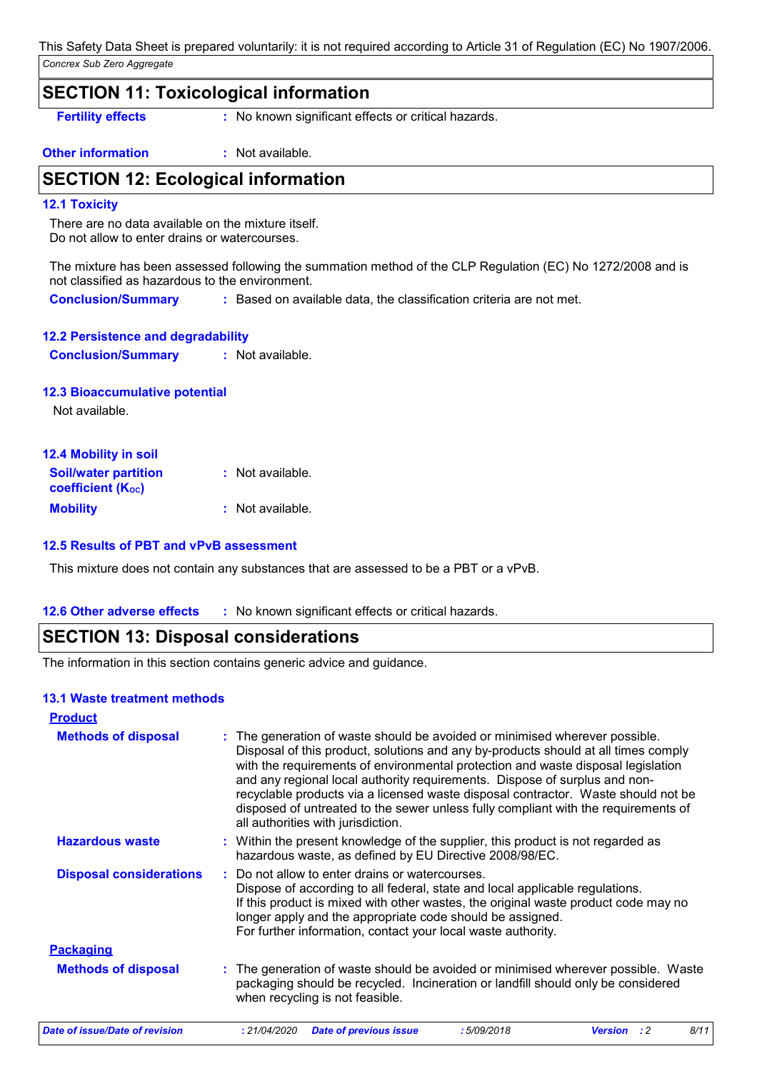## SECTION 11: Toxicological information

**Fertility effects** : No known significant effects or critical hazards.

**Other information** : Not available.

## SECTION 12: Ecological information

### 12.1 Toxicity

There are no data available on the mixture itself.
Do not allow to enter drains or watercourses.

The mixture has been assessed following the summation method of the CLP Regulation (EC) No 1272/2008 and is not classified as hazardous to the environment.

**Conclusion/Summary** : Based on available data, the classification criteria are not met.

### 12.2 Persistence and degradability

**Conclusion/Summary** : Not available.

### 12.3 Bioaccumulative potential

Not available.

### 12.4 Mobility in soil

**Soil/water partition coefficient ($K_{OC}$)** : Not available.

**Mobility** : Not available.

### 12.5 Results of PBT and vPvB assessment

This mixture does not contain any substances that are assessed to be a PBT or a vPvB.

### 12.6 Other adverse effects

: No known significant effects or critical hazards.

## SECTION 13: Disposal considerations

The information in this section contains generic advice and guidance.

### 13.1 Waste treatment methods

**Product**

**Methods of disposal** : The generation of waste should be avoided or minimised wherever possible. Disposal of this product, solutions and any by-products should at all times comply with the requirements of environmental protection and waste disposal legislation and any regional local authority requirements. Dispose of surplus and non-recyclable products via a licensed waste disposal contractor. Waste should not be disposed of untreated to the sewer unless fully compliant with the requirements of all authorities with jurisdiction.

**Hazardous waste** : Within the present knowledge of the supplier, this product is not regarded as hazardous waste, as defined by EU Directive 2008/98/EC.

**Disposal considerations** : Do not allow to enter drains or watercourses.
Dispose of according to all federal, state and local applicable regulations.
If this product is mixed with other wastes, the original waste product code may no longer apply and the appropriate code should be assigned.
For further information, contact your local waste authority.

**Packaging**

**Methods of disposal** : The generation of waste should be avoided or minimised wherever possible. Waste packaging should be recycled. Incineration or landfill should only be considered when recycling is not feasible.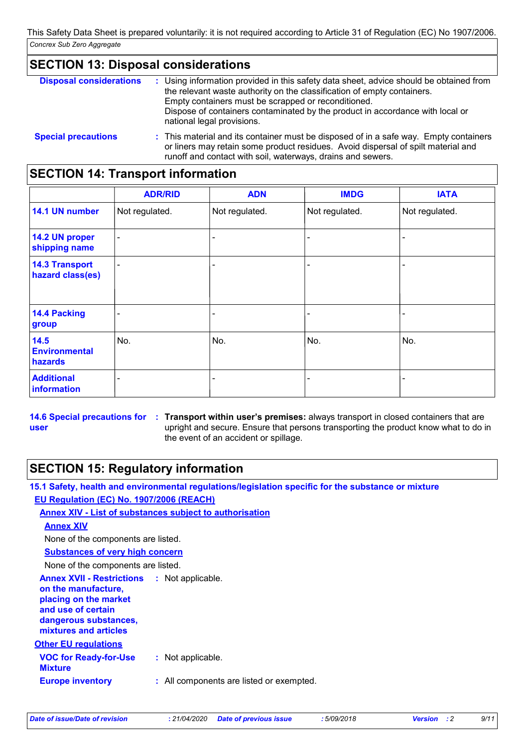This Safety Data Sheet is prepared voluntarily: it is not required according to Article 31 of Regulation (EC) No 1907/2006.

## SECTION 13: Disposal considerations

**Disposal considerations** : Using information provided in this safety data sheet, advice should be obtained from the relevant waste authority on the classification of empty containers. Empty containers must be scrapped or reconditioned. Dispose of containers contaminated by the product in accordance with local or national legal provisions.

**Special precautions** : This material and its container must be disposed of in a safe way. Empty containers or liners may retain some product residues. Avoid dispersal of spilt material and runoff and contact with soil, waterways, drains and sewers.

## SECTION 14: Transport information

| | ADR/RID | ADN | IMDG | IATA |
|---|---|---|---|---|
| **14.1 UN number** | Not regulated. | Not regulated. | Not regulated. | Not regulated. |
| **14.2 UN proper shipping name** | - | - | - | - |
| **14.3 Transport hazard class(es)** | - | - | - | - |
| **14.4 Packing group** | - | - | - | - |
| **14.5 Environmental hazards** | No. | No. | No. | No. |
| **Additional information** | - | - | - | - |

**14.6 Special precautions for user** : **Transport within user's premises:** always transport in closed containers that are upright and secure. Ensure that persons transporting the product know what to do in the event of an accident or spillage.

## SECTION 15: Regulatory information

### 15.1 Safety, health and environmental regulations/legislation specific for the substance or mixture

**EU Regulation (EC) No. 1907/2006 (REACH)**

**Annex XIV - List of substances subject to authorisation**

**Annex XIV**

None of the components are listed.

**Substances of very high concern**

None of the components are listed.

**Annex XVII - Restrictions on the manufacture, placing on the market and use of certain dangerous substances, mixtures and articles** : Not applicable.

**Other EU regulations**

**VOC for Ready-for-Use Mixture** : Not applicable.

**Europe inventory** : All components are listed or exempted.

*Date of issue/Date of revision* : 21/04/2020 *Date of previous issue* : 5/09/2018 *Version* : 2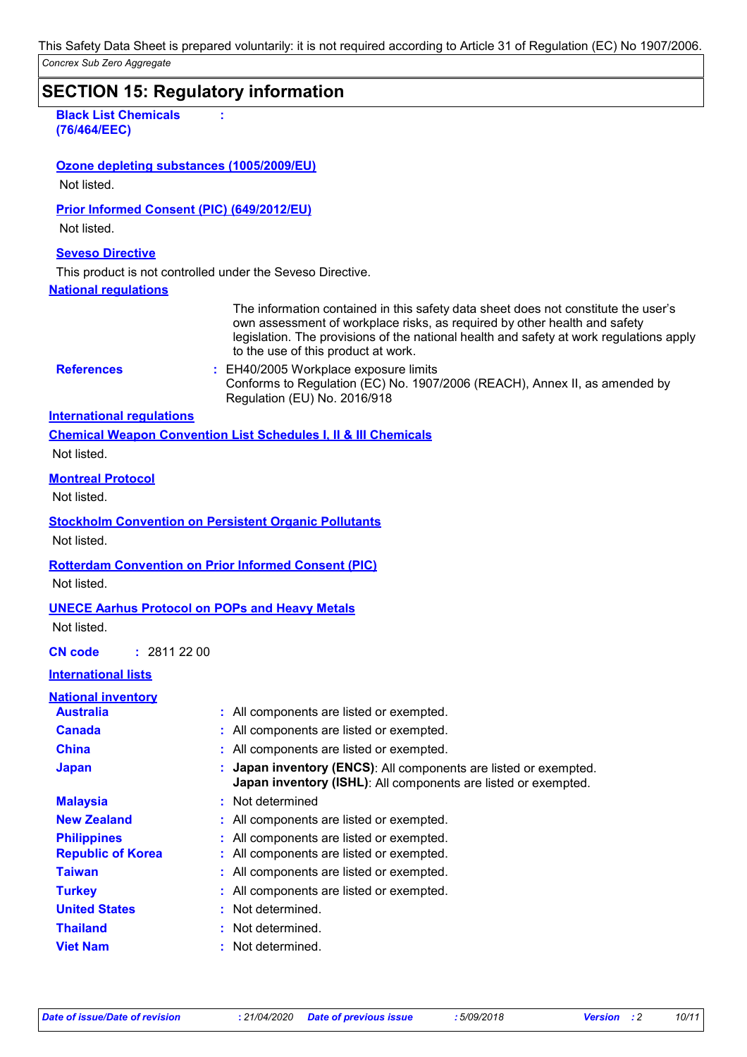This Safety Data Sheet is prepared voluntarily: it is not required according to Article 31 of Regulation (EC) No 1907/2006.

*Concrex Sub Zero Aggregate*

## SECTION 15: Regulatory information

**Black List Chemicals (76/464/EEC)** :

**Ozone depleting substances (1005/2009/EU)**

Not listed.

**Prior Informed Consent (PIC) (649/2012/EU)**

Not listed.

**Seveso Directive**

This product is not controlled under the Seveso Directive.

**National regulations**

The information contained in this safety data sheet does not constitute the user's own assessment of workplace risks, as required by other health and safety legislation. The provisions of the national health and safety at work regulations apply to the use of this product at work.

**References** : EH40/2005 Workplace exposure limits
Conforms to Regulation (EC) No. 1907/2006 (REACH), Annex II, as amended by Regulation (EU) No. 2016/918

**International regulations**

**Chemical Weapon Convention List Schedules I, II & III Chemicals**

Not listed.

**Montreal Protocol**

Not listed.

**Stockholm Convention on Persistent Organic Pollutants**

Not listed.

**Rotterdam Convention on Prior Informed Consent (PIC)**

Not listed.

**UNECE Aarhus Protocol on POPs and Heavy Metals**

Not listed.

**CN code** : 2811 22 00

**International lists**

**National inventory**

| | |
|---|---|
| **Australia** | : All components are listed or exempted. |
| **Canada** | : All components are listed or exempted. |
| **China** | : All components are listed or exempted. |
| **Japan** | : **Japan inventory (ENCS)**: All components are listed or exempted.<br>**Japan inventory (ISHL)**: All components are listed or exempted. |
| **Malaysia** | : Not determined |
| **New Zealand** | : All components are listed or exempted. |
| **Philippines** | : All components are listed or exempted. |
| **Republic of Korea** | : All components are listed or exempted. |
| **Taiwan** | : All components are listed or exempted. |
| **Turkey** | : All components are listed or exempted. |
| **United States** | : Not determined. |
| **Thailand** | : Not determined. |
| **Viet Nam** | : Not determined. |

*Date of issue/Date of revision* : 21/04/2020 *Date of previous issue* : 5/09/2018 *Version* : 2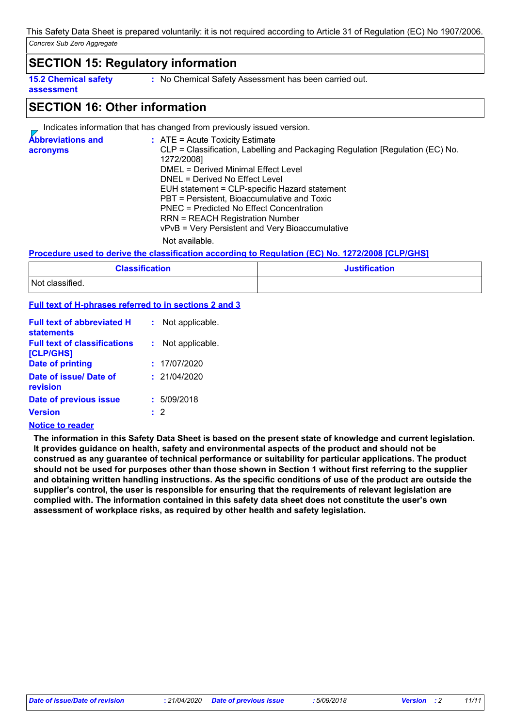This Safety Data Sheet is prepared voluntarily: it is not required according to Article 31 of Regulation (EC) No 1907/2006.

*Concrex Sub Zero Aggregate*

## SECTION 15: Regulatory information

**15.2 Chemical safety assessment** : No Chemical Safety Assessment has been carried out.

## SECTION 16: Other information

Indicates information that has changed from previously issued version.

**Abbreviations and acronyms** :
ATE = Acute Toxicity Estimate
CLP = Classification, Labelling and Packaging Regulation [Regulation (EC) No. 1272/2008]
DMEL = Derived Minimal Effect Level
DNEL = Derived No Effect Level
EUH statement = CLP-specific Hazard statement
PBT = Persistent, Bioaccumulative and Toxic
PNEC = Predicted No Effect Concentration
RRN = REACH Registration Number
vPvB = Very Persistent and Very Bioaccumulative

Not available.

**Procedure used to derive the classification according to Regulation (EC) No. 1272/2008 [CLP/GHS]**

| Classification | Justification |
|---|---|
| Not classified. | |

**Full text of H-phrases referred to in sections 2 and 3**

**Full text of abbreviated H statements** : Not applicable.

**Full text of classifications [CLP/GHS]** : Not applicable.

**Date of printing** : 17/07/2020

**Date of issue/ Date of revision** : 21/04/2020

**Date of previous issue** : 5/09/2018

**Version** : 2

**Notice to reader**

**The information in this Safety Data Sheet is based on the present state of knowledge and current legislation. It provides guidance on health, safety and environmental aspects of the product and should not be construed as any guarantee of technical performance or suitability for particular applications. The product should not be used for purposes other than those shown in Section 1 without first referring to the supplier and obtaining written handling instructions. As the specific conditions of use of the product are outside the supplier's control, the user is responsible for ensuring that the requirements of relevant legislation are complied with. The information contained in this safety data sheet does not constitute the user's own assessment of workplace risks, as required by other health and safety legislation.**